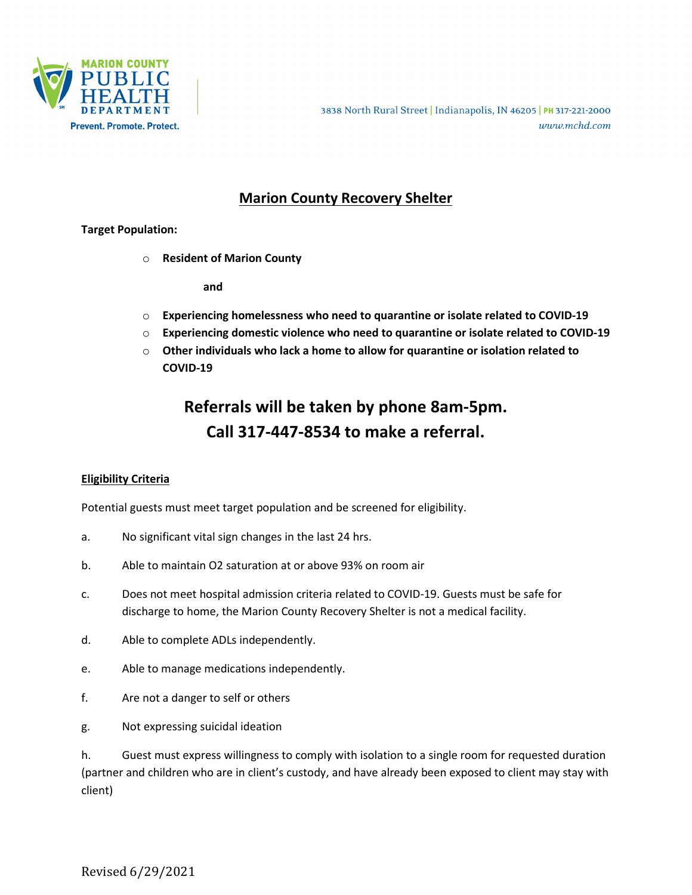MARION COUNTY PUBLIC HEALTH DEPARTMENT

Prevent. Promote. Protect.

3838 North Rural Street | Indianapolis, IN 46205 | PH 317-221-2000
*www.mchd.com*

# Marion County Recovery Shelter

**Target Population:**

- **Resident of Marion County**

  **and**

- **Experiencing homelessness who need to quarantine or isolate related to COVID-19**
- **Experiencing domestic violence who need to quarantine or isolate related to COVID-19**
- **Other individuals who lack a home to allow for quarantine or isolation related to COVID-19**

## Referrals will be taken by phone 8am-5pm. Call 317-447-8534 to make a referral.

**Eligibility Criteria**

Potential guests must meet target population and be screened for eligibility.

a. No significant vital sign changes in the last 24 hrs.

b. Able to maintain O2 saturation at or above 93% on room air

c. Does not meet hospital admission criteria related to COVID-19. Guests must be safe for discharge to home, the Marion County Recovery Shelter is not a medical facility.

d. Able to complete ADLs independently.

e. Able to manage medications independently.

f. Are not a danger to self or others

g. Not expressing suicidal ideation

h. Guest must express willingness to comply with isolation to a single room for requested duration (partner and children who are in client's custody, and have already been exposed to client may stay with client)

Revised 6/29/2021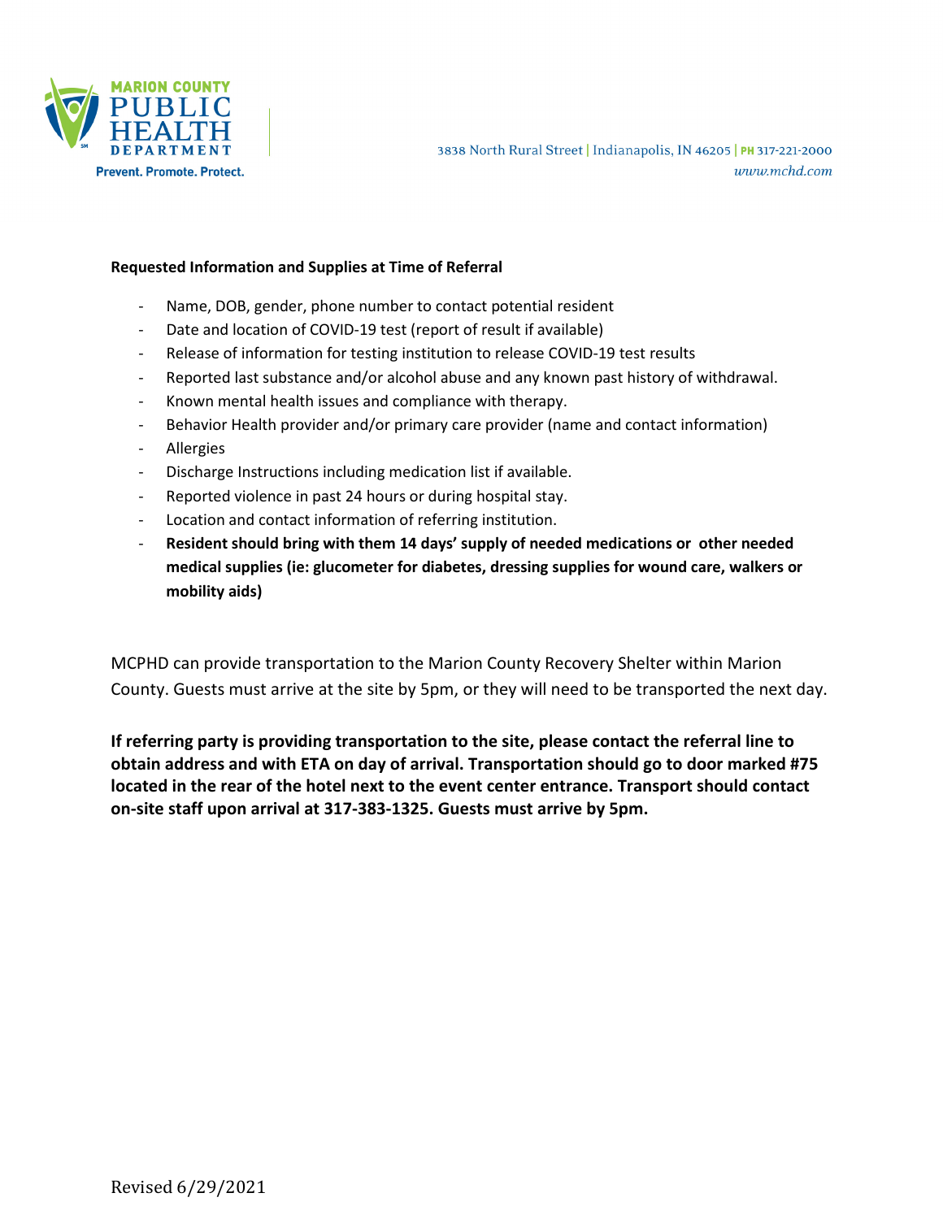**Requested Information and Supplies at Time of Referral**

- Name, DOB, gender, phone number to contact potential resident
- Date and location of COVID-19 test (report of result if available)
- Release of information for testing institution to release COVID-19 test results
- Reported last substance and/or alcohol abuse and any known past history of withdrawal.
- Known mental health issues and compliance with therapy.
- Behavior Health provider and/or primary care provider (name and contact information)
- Allergies
- Discharge Instructions including medication list if available.
- Reported violence in past 24 hours or during hospital stay.
- Location and contact information of referring institution.
- **Resident should bring with them 14 days' supply of needed medications or other needed medical supplies (ie: glucometer for diabetes, dressing supplies for wound care, walkers or mobility aids)**

MCPHD can provide transportation to the Marion County Recovery Shelter within Marion County. Guests must arrive at the site by 5pm, or they will need to be transported the next day.

**If referring party is providing transportation to the site, please contact the referral line to obtain address and with ETA on day of arrival. Transportation should go to door marked #75 located in the rear of the hotel next to the event center entrance. Transport should contact on-site staff upon arrival at 317-383-1325. Guests must arrive by 5pm.**

Revised 6/29/2021